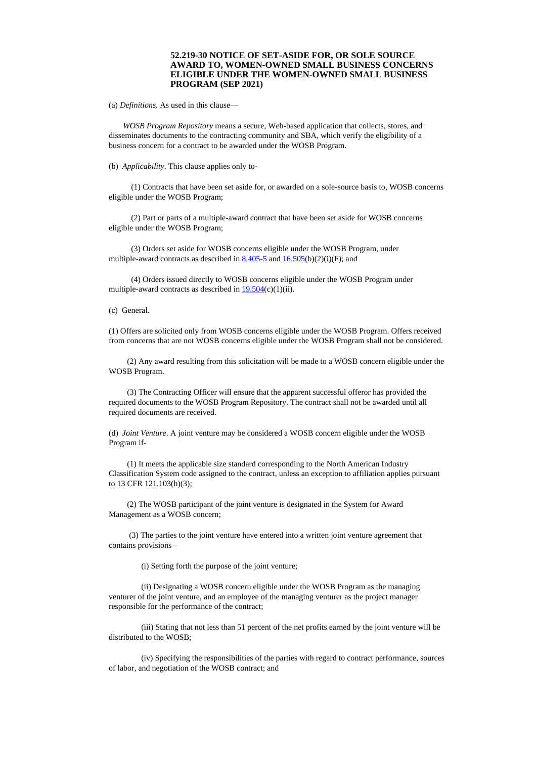### 52.219-30 NOTICE OF SET-ASIDE FOR, OR SOLE SOURCE AWARD TO, WOMEN-OWNED SMALL BUSINESS CONCERNS ELIGIBLE UNDER THE WOMEN-OWNED SMALL BUSINESS PROGRAM (SEP 2021)

(a) *Definitions.* As used in this clause—

*WOSB Program Repository* means a secure, Web-based application that collects, stores, and disseminates documents to the contracting community and SBA, which verify the eligibility of a business concern for a contract to be awarded under the WOSB Program.

(b) *Applicability*. This clause applies only to-

(1) Contracts that have been set aside for, or awarded on a sole-source basis to, WOSB concerns eligible under the WOSB Program;

(2) Part or parts of a multiple-award contract that have been set aside for WOSB concerns eligible under the WOSB Program;

(3) Orders set aside for WOSB concerns eligible under the WOSB Program, under multiple-award contracts as described in 8.405-5 and 16.505(b)(2)(i)(F); and

(4) Orders issued directly to WOSB concerns eligible under the WOSB Program under multiple-award contracts as described in 19.504(c)(1)(ii).

(c) General.

(1) Offers are solicited only from WOSB concerns eligible under the WOSB Program. Offers received from concerns that are not WOSB concerns eligible under the WOSB Program shall not be considered.

(2) Any award resulting from this solicitation will be made to a WOSB concern eligible under the WOSB Program.

(3) The Contracting Officer will ensure that the apparent successful offeror has provided the required documents to the WOSB Program Repository. The contract shall not be awarded until all required documents are received.

(d) *Joint Venture*. A joint venture may be considered a WOSB concern eligible under the WOSB Program if-

(1) It meets the applicable size standard corresponding to the North American Industry Classification System code assigned to the contract, unless an exception to affiliation applies pursuant to 13 CFR 121.103(h)(3);

(2) The WOSB participant of the joint venture is designated in the System for Award Management as a WOSB concern;

(3) The parties to the joint venture have entered into a written joint venture agreement that contains provisions –

(i) Setting forth the purpose of the joint venture;

(ii) Designating a WOSB concern eligible under the WOSB Program as the managing venturer of the joint venture, and an employee of the managing venturer as the project manager responsible for the performance of the contract;

(iii) Stating that not less than 51 percent of the net profits earned by the joint venture will be distributed to the WOSB;

(iv) Specifying the responsibilities of the parties with regard to contract performance, sources of labor, and negotiation of the WOSB contract; and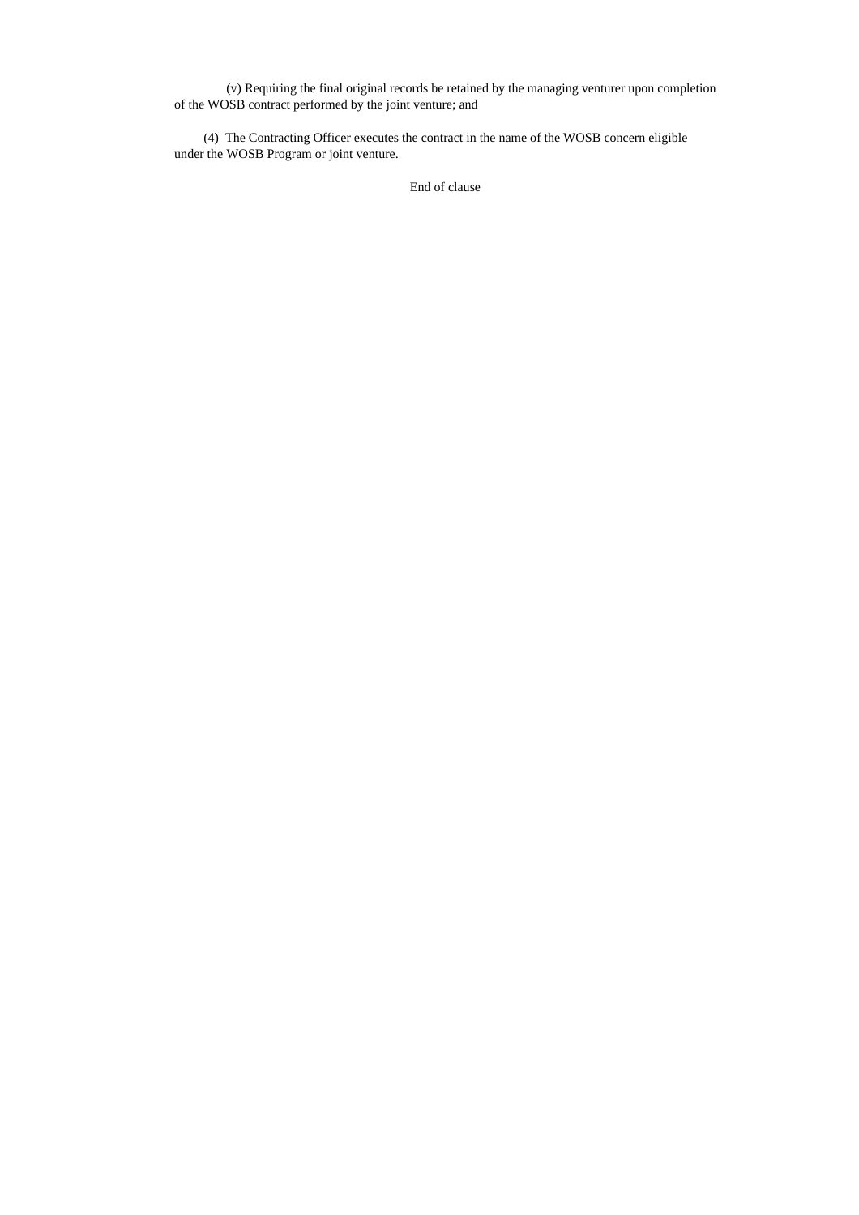(v) Requiring the final original records be retained by the managing venturer upon completion of the WOSB contract performed by the joint venture; and

(4) The Contracting Officer executes the contract in the name of the WOSB concern eligible under the WOSB Program or joint venture.

End of clause